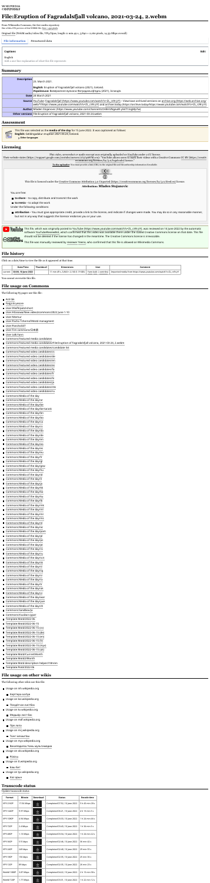# File:Eruption of Fagradalsfjall volcano, 2021-03-24, 2.webm

From Wikimedia Commons, the free media repository

Size of this PNG preview of this WEBM file: 800 × 450 pixels

Original file (WebM audio/video file, VP9/Opus, length 11 min 49 s, 3,840 × 2,160 pixels, 14.39 Mbps overall)

File information | Structured data

## Captions

English

Add a one-line explanation of what this file represents

## Summary

| | |
|---|---|
| **Description** | 23 March 2021.<br>**English:** Eruption of Fagradalsfjall volcano (2021), Iceland.<br>**Українська:** Виверження вулкана Фаґрадальсф'ятль (2021), Ісландія. |
| **Date** | 24 March 2021 |
| **Source** | YouTube: Fagradalsfjall (https://www.youtube.com/watch?v=Zs_rj9h-yYI) – View/save archived versions on archive.org (https://web.archive.org/web/*/https://www.youtube.com/watch?v=Zs_rj9h-yYI) and archive.today (https://archive.today/https://www.youtube.com/watch?v=Zs_rj9h-yYI) |
| **Author** | Mladen Stojanovic (https://www.youtube.com/channel/UCHBk9Wgu6N-yfaTl1Xcghjg?v=) |
| **Other versions** | File:Eruption of Fagradalsfjall volcano, 2021-03-24.webm |

## Assessment

This file was selected as the **media of the day** for 15 June 2022. It was captioned as follows:

**English:** Geldingadalur eruption 2021.03.23, Iceland.

Other languages

## Licensing

*This video, screenshot or audio excerpt was originally uploaded on YouTube under a CC license.*

Their website states (https://support.google.com/youtube/answer/2797468?hl=en): "YouTube allows users to mark their videos with a Creative Commons CC BY (https://creativecommons.org/licenses/by/3.0/legalcode) license."

**To the uploader:** You must provide a link (URL) to the original file and the authorship information if available.

This file is licensed under the Creative Commons Attribution 3.0 Unported (https://creativecommons.org/licenses/by/3.0/deed.en) license.

**Attribution: Mladen Stojanovic**

You are free:

- **to share** – to copy, distribute and transmit the work
- **to remix** – to adapt the work

Under the following conditions:

- **attribution** – You must give appropriate credit, provide a link to the license, and indicate if changes were made. You may do so in any reasonable manner, but not in any way that suggests the licensor endorses you or your use.

This file, which was originally posted to YouTube (https://www.youtube.com/watch?v=Zs_rj9h-yYI), was reviewed on 14 June 2022 by the automatic software YouTubeReviewBot, which confirmed that this video was available there under the stated Creative Commons license on that date. This file should not be deleted if the license has changed in the meantime. The Creative Commons license is irrevocable.

This file was manually reviewed by reviewer Yeeno, who confirmed that this file is allowed on Wikimedia Commons.

## File history

Click on a date/time to view the file as it appeared at that time.

| | Date/Time | Thumbnail | Dimensions | User | Comment |
|---|---|---|---|---|---|
| current | 02:08, 14 June 2022 | | 11 min 49 s, 3,840 × 2,160 (1.19 GB) | Yeeno (talk \| contribs) | Imported media from https://www.youtube.com/watch?v=Zs_rj9h-yYI |

You cannot overwrite this file.

## File usage on Commons

The following 85 pages use this file:

- Ask tab
- Najpa kryezore
- User:Ftwfhjswt/short
- User:ItGrasiwa/New video/commons/2022 June 1-10
- User:Monrur
- User:Rudra Tshema/Motd managment
- User:Paracholi27
- User:Tim commons/SD替换
- User:Talk Yann
- Commons:Featured media candidates
- Commons:Featured media candidates/File:Eruption of Fagradalsfjall volcano, 2021-03-24, 2.webm
- Commons:Featured media candidates/candidate list
- Commons:Featured video candidates/cs
- Commons:Featured video candidates/de
- Commons:Featured video candidates/en
- Commons:Featured video candidates/es
- Commons:Featured video candidates/fa
- Commons:Featured video candidates/fr
- Commons:Featured video candidates/it
- Commons:Featured video candidates/ja
- Commons:Featured video candidates/mk
- Commons:Featured video candidates/ru
- Commons:Media of the day
- Commons:Media of the day/ar
- Commons:Media of the day/be
- Commons:Media of the day/be-tarask
- Commons:Media of the day/bn
- Commons:Media of the day/bs
- Commons:Media of the day/ca
- Commons:Media of the day/cs
- Commons:Media of the day/da
- Commons:Media of the day/de
- Commons:Media of the day/en
- Commons:Media of the day/es
- Commons:Media of the day/eu
- Commons:Media of the day/fr
- Commons:Media of the day/gl
- Commons:Media of the day/gsw
- Commons:Media of the day/hu
- Commons:Media of the day/id
- Commons:Media of the day/it
- Commons:Media of the day/ja
- Commons:Media of the day/kk
- Commons:Media of the day/ka
- Commons:Media of the day/ku
- Commons:Media of the day/lb
- Commons:Media of the day/mk
- Commons:Media of the day/ml
- Commons:Media of the day/mr
- Commons:Media of the day/ms
- Commons:Media of the day/nl
- Commons:Media of the day/oc
- Commons:Media of the day/pan
- Commons:Media of the day/pl
- Commons:Media of the day/ps
- Commons:Media of the day/pt
- Commons:Media of the day/ro
- Commons:Media of the day/ru
- Commons:Media of the day/scn
- Commons:Media of the day/sk
- Commons:Media of the day/sl
- Commons:Media of the day/sq
- Commons:Media of the day/sr
- Commons:Media of the day/sv
- Commons:Media of the day/tr
- Commons:Media of the day/uk
- Commons:Media of the day/vi
- Commons:Media of the day/war
- Commons:Media of the day/yue
- Commons:Media of the day/zh
- Commons:Sandbox/ja
- Commons:Коцкан-руал
- Template:Motd/2022-06
- Template:Motd/2022-06-15
- Template:Motd/2022-06-15 (cs)
- Template:Motd/2022-06-15 (de)
- Template:Motd/2022-06-15 (en)
- Template:Motd/2022-06-15 (fr)
- Template:Motd/2022-06-15 (mya)
- Template:Motd/2022-06-15 (uk)
- Template:Motd/CurrentMonth
- Template:Motd/Month
- Template:Motd description helper/1/Bmm
- Template:Potd/2022-06

## File usage on other wikis

The following other wikis use this file:

- Usage on ab.wikipedia.org
  - Королла алорд
- Usage on ka.wikipedia.org
  - Посдит:кан лест'бое
- Usage on ko.wikipedia.org
  - Медыыр: кест бек
- Usage on mdf.wikipedia.org
  - Пре лента
- Usage on mn.wikipedia.org
  - Нүүр хуудас
- Usage on mya.wikipedia.org
  - Википедия:Чены мультимедиа
- Usage on olo.wikipedia.org
  - Pääsivu
- Usage on tt.wikipedia.org
  - Баш бит
- Usage on tyv.wikipedia.org
  - Кол арын

## Transcode status

Update transcode status

| Format | Bitrate | Download | Status | Encode time |
|---|---|---|---|---|
| VP9 2160P | 17.56 Mbps | | Completed 07:52, 15 June 2022 | 5 h 43 min 24 s |
| VP9 1440P | 9.07 Mbps | | Completed 06:21, 15 June 2022 | 4 h 13 min 3 s |
| VP9 1080P | 4.56 Mbps | | Completed 03:43, 15 June 2022 | 1 h 24 min 43 s |
| VP9 720P | 2.4 Mbps | | Completed 03:43, 15 June 2022 | 1 h 34 min 3 s |
| VP9 480P | 1.13 Mbps | | Completed 03:34, 15 June 2022 | 1 h 24 min 22 s |
| VP9 360P | 515 kbps | | Completed 02:48, 15 June 2022 | 38 min 42 s |
| VP9 240P | 289 kbps | | Completed 02:45, 15 June 2022 | 29 min 55 s |
| VP9 180P | 150 kbps | | Completed 02:43, 15 June 2022 | 28 min 35 s |
| VP9 120P | 89 kbps | | Completed 02:35, 15 June 2022 | 26 min 22 s |
| WebM 1080P | 3.87 Mbps | | Completed 04:22, 15 June 2022 | 2 h 13 min 59 s |
| WebM 720P | 1.77 Mbps | | Completed 03:47, 15 June 2022 | 1 h 22 min 12 s |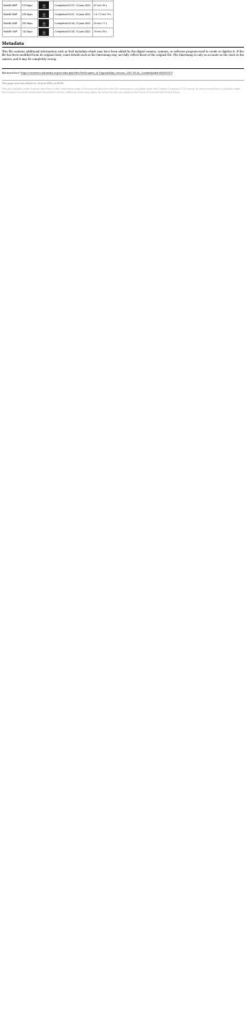| | | | | |
|---|---|---|---|---|
| WebM 480P | 919 kbps | | Completed 02:57, 10 June 2022 | 47 min 36 s |
| WebM 360P | 476 kbps | | Completed 03:21, 10 June 2022 | 1 h 11 min 19 s |
| WebM 240P | 295 kbps | | Completed 02:34, 10 June 2022 | 23 min 17 s |
| WebM 160P | 142 kbps | | Completed 02:30, 10 June 2022 | 19 min 39 s |

## Metadata

This file contains additional information such as Exif metadata which may have been added by the digital camera, scanner, or software program used to create or digitize it. If the file has been modified from its original state, some details such as the timestamp may not fully reflect those of the original file. The timestamp is only as accurate as the clock in the camera, and it may be completely wrong.

---

Retrieved from "https://commons.wikimedia.org/w/index.php?title=File:Eruption_of_Fagradalsfjall_volcano_2021-03-26_2.webm&oldid=664330072"

This page was last edited on 14 June 2022, at 00:45.

Files are available under licenses specified on their description page. All structured data from the file namespace is available under the Creative Commons CC0 License; all unstructured text is available under the Creative Commons Attribution-ShareAlike License; additional terms may apply. By using this site, you agree to the Terms of Use and the Privacy Policy.